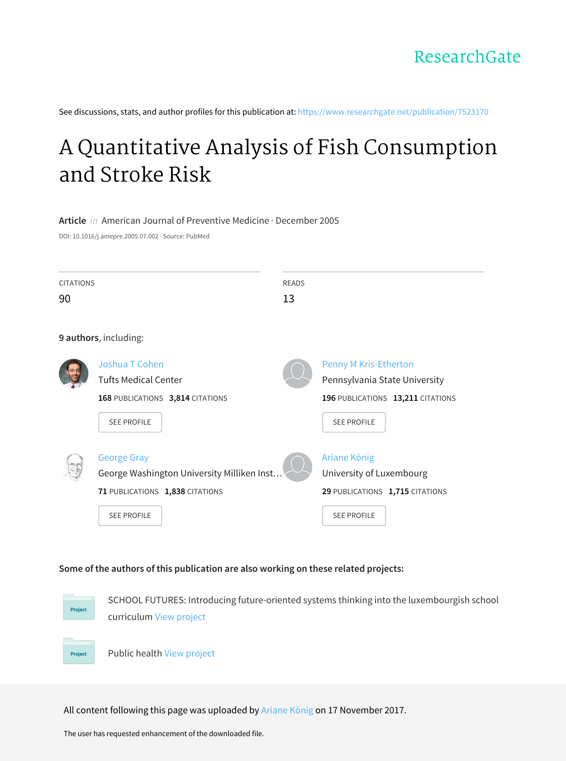ResearchGate

See discussions, stats, and author profiles for this publication at: https://www.researchgate.net/publication/7523170

# A Quantitative Analysis of Fish Consumption and Stroke Risk

**Article** *in* American Journal of Preventive Medicine · December 2005

DOI: 10.1016/j.amepre.2005.07.002 · Source: PubMed

CITATIONS
90

READS
13

**9 authors**, including:

Joshua T Cohen
Tufts Medical Center
**168** PUBLICATIONS **3,814** CITATIONS
SEE PROFILE

Penny M Kris-Etherton
Pennsylvania State University
**196** PUBLICATIONS **13,211** CITATIONS
SEE PROFILE

George Gray
George Washington University Milliken Inst…
**71** PUBLICATIONS **1,838** CITATIONS
SEE PROFILE

Ariane König
University of Luxembourg
**29** PUBLICATIONS **1,715** CITATIONS
SEE PROFILE

**Some of the authors of this publication are also working on these related projects:**

Project: SCHOOL FUTURES: Introducing future-oriented systems thinking into the luxembourgish school curriculum View project

Project: Public health View project

All content following this page was uploaded by Ariane König on 17 November 2017.

The user has requested enhancement of the downloaded file.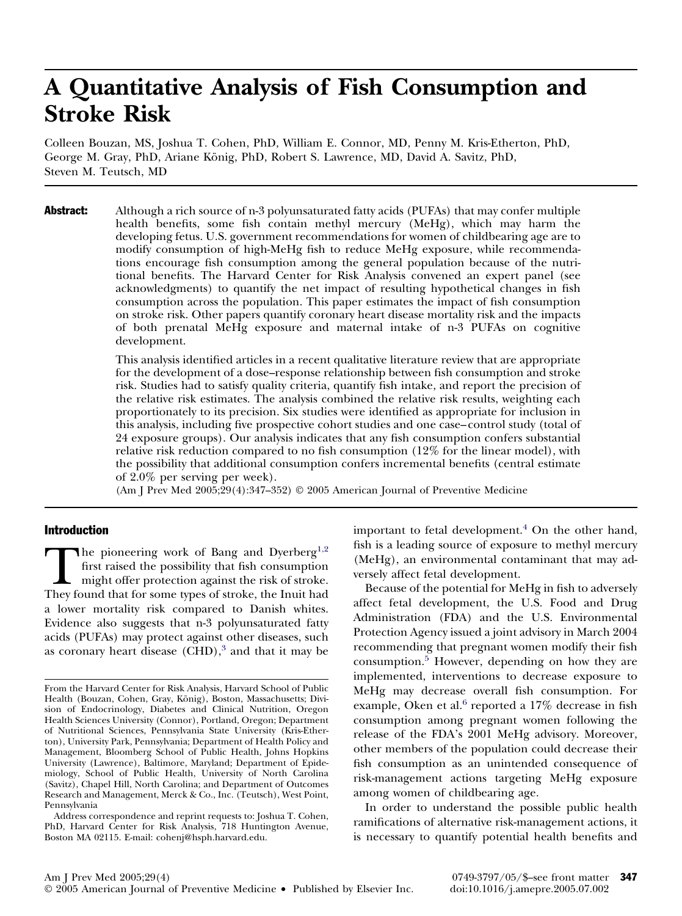# A Quantitative Analysis of Fish Consumption and Stroke Risk

Colleen Bouzan, MS, Joshua T. Cohen, PhD, William E. Connor, MD, Penny M. Kris-Etherton, PhD, George M. Gray, PhD, Ariane König, PhD, Robert S. Lawrence, MD, David A. Savitz, PhD, Steven M. Teutsch, MD

**Abstract:** Although a rich source of n-3 polyunsaturated fatty acids (PUFAs) that may confer multiple health benefits, some fish contain methyl mercury (MeHg), which may harm the developing fetus. U.S. government recommendations for women of childbearing age are to modify consumption of high-MeHg fish to reduce MeHg exposure, while recommendations encourage fish consumption among the general population because of the nutritional benefits. The Harvard Center for Risk Analysis convened an expert panel (see acknowledgments) to quantify the net impact of resulting hypothetical changes in fish consumption across the population. This paper estimates the impact of fish consumption on stroke risk. Other papers quantify coronary heart disease mortality risk and the impacts of both prenatal MeHg exposure and maternal intake of n-3 PUFAs on cognitive development.

This analysis identified articles in a recent qualitative literature review that are appropriate for the development of a dose–response relationship between fish consumption and stroke risk. Studies had to satisfy quality criteria, quantify fish intake, and report the precision of the relative risk estimates. The analysis combined the relative risk results, weighting each proportionately to its precision. Six studies were identified as appropriate for inclusion in this analysis, including five prospective cohort studies and one case–control study (total of 24 exposure groups). Our analysis indicates that any fish consumption confers substantial relative risk reduction compared to no fish consumption (12% for the linear model), with the possibility that additional consumption confers incremental benefits (central estimate of 2.0% per serving per week).

(Am J Prev Med 2005;29(4):347–352) © 2005 American Journal of Preventive Medicine

## Introduction

The pioneering work of Bang and Dyerberg[1,2] first raised the possibility that fish consumption might offer protection against the risk of stroke. They found that for some types of stroke, the Inuit had a lower mortality risk compared to Danish whites. Evidence also suggests that n-3 polyunsaturated fatty acids (PUFAs) may protect against other diseases, such as coronary heart disease (CHD),[3] and that it may be important to fetal development.[4] On the other hand, fish is a leading source of exposure to methyl mercury (MeHg), an environmental contaminant that may adversely affect fetal development.

Because of the potential for MeHg in fish to adversely affect fetal development, the U.S. Food and Drug Administration (FDA) and the U.S. Environmental Protection Agency issued a joint advisory in March 2004 recommending that pregnant women modify their fish consumption.[5] However, depending on how they are implemented, interventions to decrease exposure to MeHg may decrease overall fish consumption. For example, Oken et al.[6] reported a 17% decrease in fish consumption among pregnant women following the release of the FDA's 2001 MeHg advisory. Moreover, other members of the population could decrease their fish consumption as an unintended consequence of risk-management actions targeting MeHg exposure among women of childbearing age.

In order to understand the possible public health ramifications of alternative risk-management actions, it is necessary to quantify potential health benefits and

From the Harvard Center for Risk Analysis, Harvard School of Public Health (Bouzan, Cohen, Gray, König), Boston, Massachusetts; Division of Endocrinology, Diabetes and Clinical Nutrition, Oregon Health Sciences University (Connor), Portland, Oregon; Department of Nutritional Sciences, Pennsylvania State University (Kris-Etherton), University Park, Pennsylvania; Department of Health Policy and Management, Bloomberg School of Public Health, Johns Hopkins University (Lawrence), Baltimore, Maryland; Department of Epidemiology, School of Public Health, University of North Carolina (Savitz), Chapel Hill, North Carolina; and Department of Outcomes Research and Management, Merck & Co., Inc. (Teutsch), West Point, Pennsylvania

Address correspondence and reprint requests to: Joshua T. Cohen, PhD, Harvard Center for Risk Analysis, 718 Huntington Avenue, Boston MA 02115. E-mail: cohenj@hsph.harvard.edu.

0749-3797/05/$–see front matter
doi:10.1016/j.amepre.2005.07.002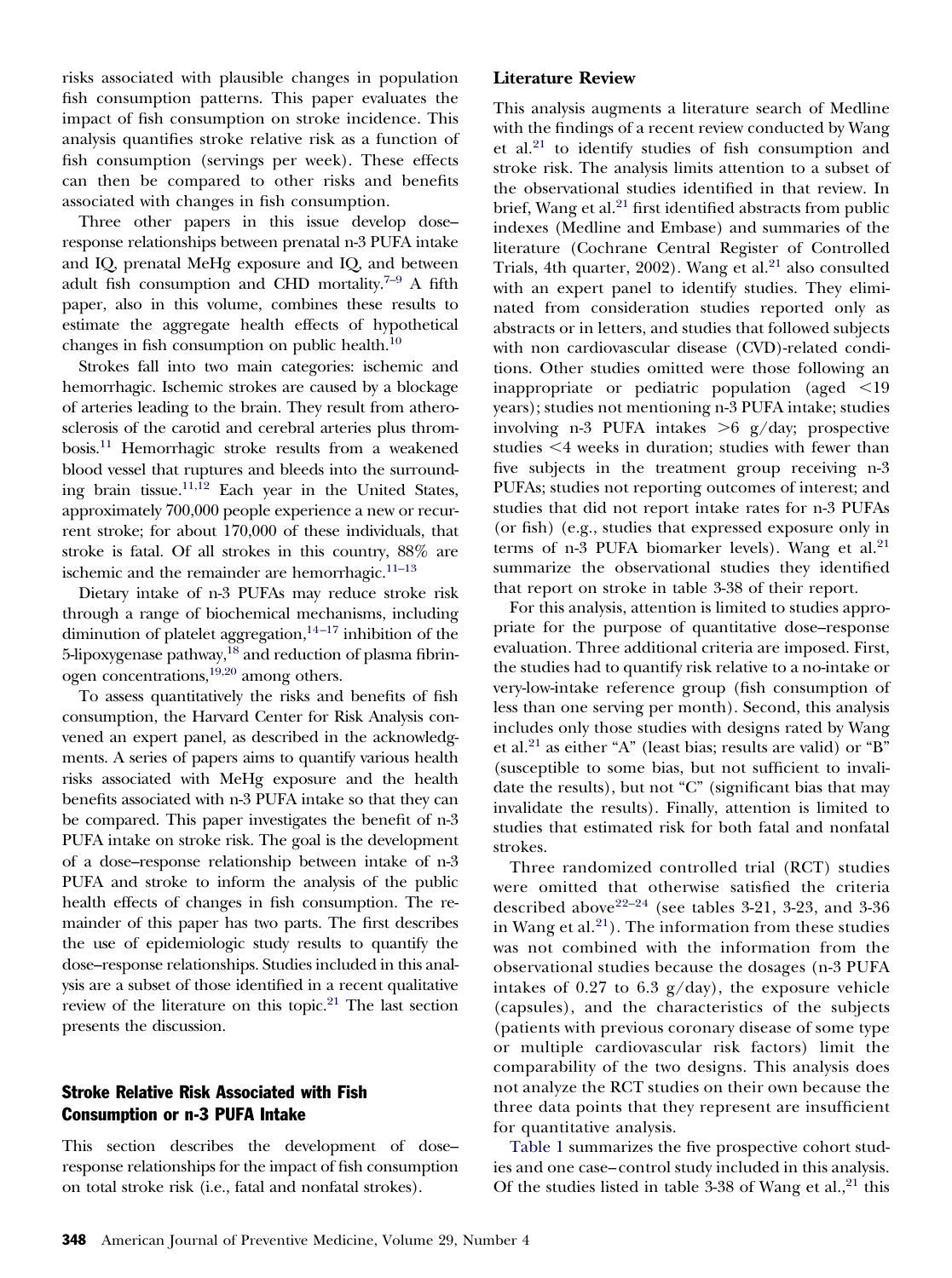risks associated with plausible changes in population fish consumption patterns. This paper evaluates the impact of fish consumption on stroke incidence. This analysis quantifies stroke relative risk as a function of fish consumption (servings per week). These effects can then be compared to other risks and benefits associated with changes in fish consumption.

Three other papers in this issue develop dose–response relationships between prenatal n-3 PUFA intake and IQ, prenatal MeHg exposure and IQ, and between adult fish consumption and CHD mortality.[7–9] A fifth paper, also in this volume, combines these results to estimate the aggregate health effects of hypothetical changes in fish consumption on public health.[10]

Strokes fall into two main categories: ischemic and hemorrhagic. Ischemic strokes are caused by a blockage of arteries leading to the brain. They result from atherosclerosis of the carotid and cerebral arteries plus thrombosis.[11] Hemorrhagic stroke results from a weakened blood vessel that ruptures and bleeds into the surrounding brain tissue.[11,12] Each year in the United States, approximately 700,000 people experience a new or recurrent stroke; for about 170,000 of these individuals, that stroke is fatal. Of all strokes in this country, 88% are ischemic and the remainder are hemorrhagic.[11–13]

Dietary intake of n-3 PUFAs may reduce stroke risk through a range of biochemical mechanisms, including diminution of platelet aggregation,[14–17] inhibition of the 5-lipoxygenase pathway,[18] and reduction of plasma fibrinogen concentrations,[19,20] among others.

To assess quantitatively the risks and benefits of fish consumption, the Harvard Center for Risk Analysis convened an expert panel, as described in the acknowledgments. A series of papers aims to quantify various health risks associated with MeHg exposure and the health benefits associated with n-3 PUFA intake so that they can be compared. This paper investigates the benefit of n-3 PUFA intake on stroke risk. The goal is the development of a dose–response relationship between intake of n-3 PUFA and stroke to inform the analysis of the public health effects of changes in fish consumption. The remainder of this paper has two parts. The first describes the use of epidemiologic study results to quantify the dose–response relationships. Studies included in this analysis are a subset of those identified in a recent qualitative review of the literature on this topic.[21] The last section presents the discussion.

## Stroke Relative Risk Associated with Fish Consumption or n-3 PUFA Intake

This section describes the development of dose–response relationships for the impact of fish consumption on total stroke risk (i.e., fatal and nonfatal strokes).

### Literature Review

This analysis augments a literature search of Medline with the findings of a recent review conducted by Wang et al.[21] to identify studies of fish consumption and stroke risk. The analysis limits attention to a subset of the observational studies identified in that review. In brief, Wang et al.[21] first identified abstracts from public indexes (Medline and Embase) and summaries of the literature (Cochrane Central Register of Controlled Trials, 4th quarter, 2002). Wang et al.[21] also consulted with an expert panel to identify studies. They eliminated from consideration studies reported only as abstracts or in letters, and studies that followed subjects with non cardiovascular disease (CVD)-related conditions. Other studies omitted were those following an inappropriate or pediatric population (aged <19 years); studies not mentioning n-3 PUFA intake; studies involving n-3 PUFA intakes >6 g/day; prospective studies <4 weeks in duration; studies with fewer than five subjects in the treatment group receiving n-3 PUFAs; studies not reporting outcomes of interest; and studies that did not report intake rates for n-3 PUFAs (or fish) (e.g., studies that expressed exposure only in terms of n-3 PUFA biomarker levels). Wang et al.[21] summarize the observational studies they identified that report on stroke in table 3-38 of their report.

For this analysis, attention is limited to studies appropriate for the purpose of quantitative dose–response evaluation. Three additional criteria are imposed. First, the studies had to quantify risk relative to a no-intake or very-low-intake reference group (fish consumption of less than one serving per month). Second, this analysis includes only those studies with designs rated by Wang et al.[21] as either "A" (least bias; results are valid) or "B" (susceptible to some bias, but not sufficient to invalidate the results), but not "C" (significant bias that may invalidate the results). Finally, attention is limited to studies that estimated risk for both fatal and nonfatal strokes.

Three randomized controlled trial (RCT) studies were omitted that otherwise satisfied the criteria described above[22–24] (see tables 3-21, 3-23, and 3-36 in Wang et al.[21]). The information from these studies was not combined with the information from the observational studies because the dosages (n-3 PUFA intakes of 0.27 to 6.3 g/day), the exposure vehicle (capsules), and the characteristics of the subjects (patients with previous coronary disease of some type or multiple cardiovascular risk factors) limit the comparability of the two designs. This analysis does not analyze the RCT studies on their own because the three data points that they represent are insufficient for quantitative analysis.

Table 1 summarizes the five prospective cohort studies and one case–control study included in this analysis. Of the studies listed in table 3-38 of Wang et al.,[21] this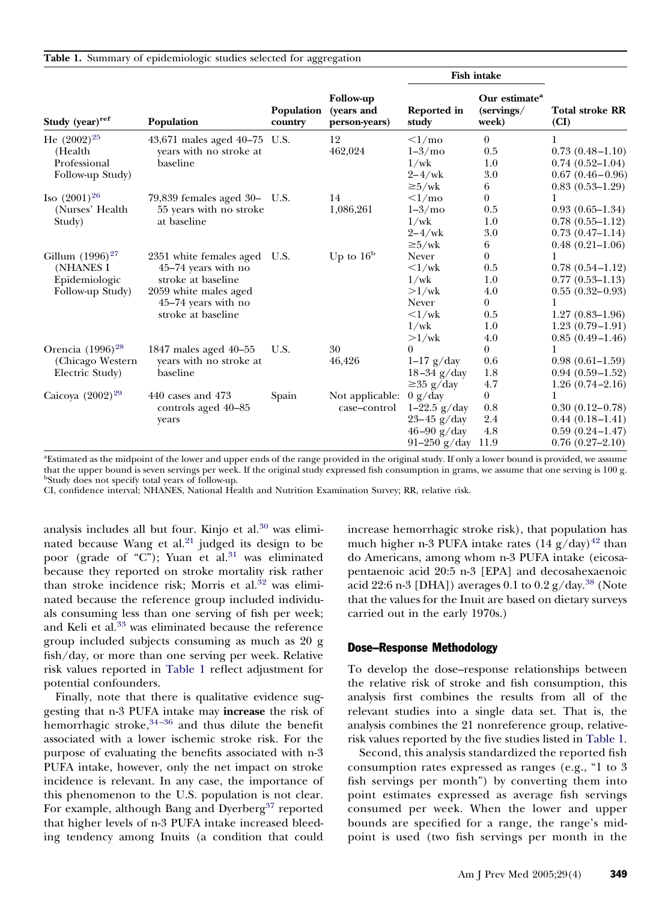**Table 1.** Summary of epidemiologic studies selected for aggregation

| Study (year)[ref] | Population | Population country | Follow-up (years and person-years) | Fish intake | | Total stroke RR (CI) |
|---|---|---|---|---|---|---|
| | | | | Reported in study | Our estimate[a] (servings/week) | |
| He (2002)[25] (Health Professional Follow-up Study) | 43,671 males aged 40–75 years with no stroke at baseline | U.S. | 12 462,024 | <1/mo | 0 | 1 |
| | | | | 1–3/mo | 0.5 | 0.73 (0.48–1.10) |
| | | | | 1/wk | 1.0 | 0.74 (0.52–1.04) |
| | | | | 2–4/wk | 3.0 | 0.67 (0.46–0.96) |
| | | | | ≥5/wk | 6 | 0.83 (0.53–1.29) |
| Iso (2001)[26] (Nurses' Health Study) | 79,839 females aged 30–55 years with no stroke at baseline | U.S. | 14 1,086,261 | <1/mo | 0 | 1 |
| | | | | 1–3/mo | 0.5 | 0.93 (0.65–1.34) |
| | | | | 1/wk | 1.0 | 0.78 (0.55–1.12) |
| | | | | 2–4/wk | 3.0 | 0.73 (0.47–1.14) |
| | | | | ≥5/wk | 6 | 0.48 (0.21–1.06) |
| Gillum (1996)[27] (NHANES I Epidemiologic Follow-up Study) | 2351 white females aged 45–74 years with no stroke at baseline | U.S. | Up to 16[b] | Never | 0 | 1 |
| | | | | <1/wk | 0.5 | 0.78 (0.54–1.12) |
| | | | | 1/wk | 1.0 | 0.77 (0.53–1.13) |
| | | | | >1/wk | 4.0 | 0.55 (0.32–0.93) |
| | 2059 white males aged 45–74 years with no stroke at baseline | | | Never | 0 | 1 |
| | | | | <1/wk | 0.5 | 1.27 (0.83–1.96) |
| | | | | 1/wk | 1.0 | 1.23 (0.79–1.91) |
| | | | | >1/wk | 4.0 | 0.85 (0.49–1.46) |
| Orencia (1996)[28] (Chicago Western Electric Study) | 1847 males aged 40–55 years with no stroke at baseline | U.S. | 30 46,426 | 0 | 0 | 1 |
| | | | | 1–17 g/day | 0.6 | 0.98 (0.61–1.59) |
| | | | | 18–34 g/day | 1.8 | 0.94 (0.59–1.52) |
| | | | | ≥35 g/day | 4.7 | 1.26 (0.74–2.16) |
| Caicoya (2002)[29] | 440 cases and 473 controls aged 40–85 years | Spain | Not applicable: case–control | 0 g/day | 0 | 1 |
| | | | | 1–22.5 g/day | 0.8 | 0.30 (0.12–0.78) |
| | | | | 23–45 g/day | 2.4 | 0.44 (0.18–1.41) |
| | | | | 46–90 g/day | 4.8 | 0.59 (0.24–1.47) |
| | | | | 91–250 g/day | 11.9 | 0.76 (0.27–2.10) |

[a]Estimated as the midpoint of the lower and upper ends of the range provided in the original study. If only a lower bound is provided, we assume that the upper bound is seven servings per week. If the original study expressed fish consumption in grams, we assume that one serving is 100 g.
[b]Study does not specify total years of follow-up.
CI, confidence interval; NHANES, National Health and Nutrition Examination Survey; RR, relative risk.

analysis includes all but four. Kinjo et al.[30] was eliminated because Wang et al.[21] judged its design to be poor (grade of "C"); Yuan et al.[31] was eliminated because they reported on stroke mortality risk rather than stroke incidence risk; Morris et al.[32] was eliminated because the reference group included individuals consuming less than one serving of fish per week; and Keli et al.[33] was eliminated because the reference group included subjects consuming as much as 20 g fish/day, or more than one serving per week. Relative risk values reported in Table 1 reflect adjustment for potential confounders.

Finally, note that there is qualitative evidence suggesting that n-3 PUFA intake may **increase** the risk of hemorrhagic stroke,[34–36] and thus dilute the benefit associated with a lower ischemic stroke risk. For the purpose of evaluating the benefits associated with n-3 PUFA intake, however, only the net impact on stroke incidence is relevant. In any case, the importance of this phenomenon to the U.S. population is not clear. For example, although Bang and Dyerberg[37] reported that higher levels of n-3 PUFA intake increased bleeding tendency among Inuits (a condition that could increase hemorrhagic stroke risk), that population has much higher n-3 PUFA intake rates (14 g/day)[42] than do Americans, among whom n-3 PUFA intake (eicosapentaenoic acid 20:5 n-3 [EPA] and decosahexaenoic acid 22:6 n-3 [DHA]) averages 0.1 to 0.2 g/day.[38] (Note that the values for the Inuit are based on dietary surveys carried out in the early 1970s.)

## Dose–Response Methodology

To develop the dose–response relationships between the relative risk of stroke and fish consumption, this analysis first combines the results from all of the relevant studies into a single data set. That is, the analysis combines the 21 nonreference group, relative-risk values reported by the five studies listed in Table 1.

Second, this analysis standardized the reported fish consumption rates expressed as ranges (e.g., "1 to 3 fish servings per month") by converting them into point estimates expressed as average fish servings consumed per week. When the lower and upper bounds are specified for a range, the range's midpoint is used (two fish servings per month in the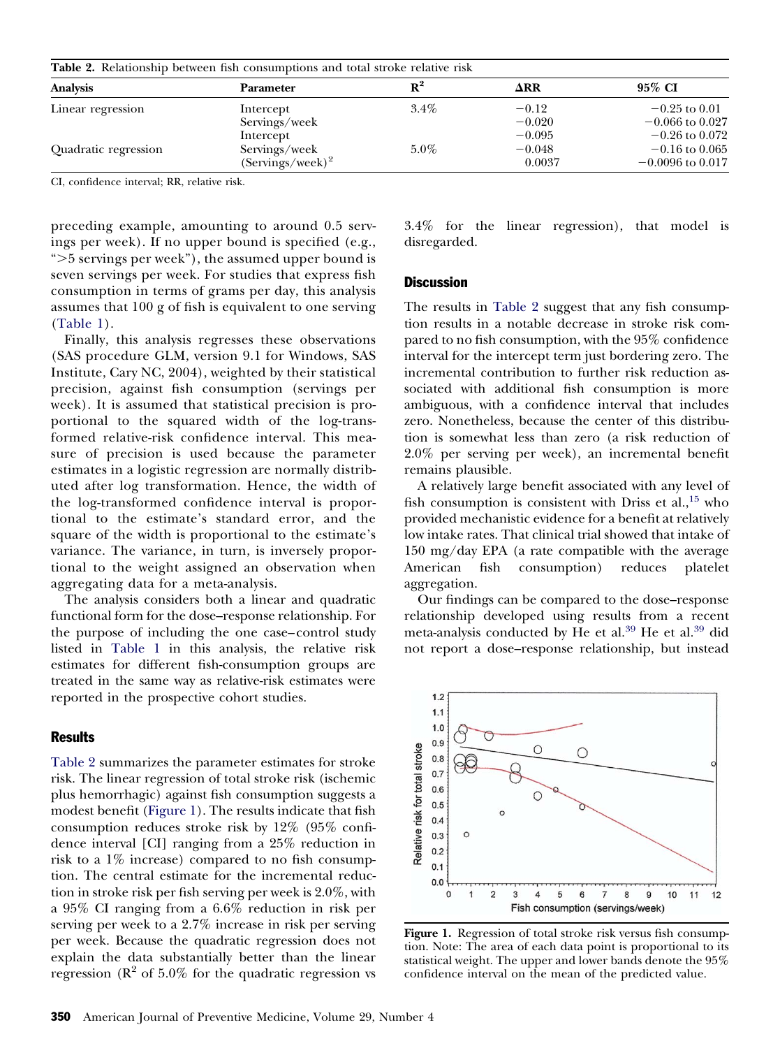**Table 2.** Relationship between fish consumptions and total stroke relative risk

| Analysis | Parameter | $R^2$ | ΔRR | 95% CI |
|---|---|---|---|---|
| Linear regression | Intercept | 3.4% | −0.12 | −0.25 to 0.01 |
| | Servings/week | | −0.020 | −0.066 to 0.027 |
| Quadratic regression | Intercept | | −0.095 | −0.26 to 0.072 |
| | Servings/week | 5.0% | −0.048 | −0.16 to 0.065 |
| | $(\text{Servings/week})^2$ | | 0.0037 | −0.0096 to 0.017 |

CI, confidence interval; RR, relative risk.

preceding example, amounting to around 0.5 servings per week). If no upper bound is specified (e.g., ">5 servings per week"), the assumed upper bound is seven servings per week. For studies that express fish consumption in terms of grams per day, this analysis assumes that 100 g of fish is equivalent to one serving (Table 1).

Finally, this analysis regresses these observations (SAS procedure GLM, version 9.1 for Windows, SAS Institute, Cary NC, 2004), weighted by their statistical precision, against fish consumption (servings per week). It is assumed that statistical precision is proportional to the squared width of the log-transformed relative-risk confidence interval. This measure of precision is used because the parameter estimates in a logistic regression are normally distributed after log transformation. Hence, the width of the log-transformed confidence interval is proportional to the estimate's standard error, and the square of the width is proportional to the estimate's variance. The variance, in turn, is inversely proportional to the weight assigned an observation when aggregating data for a meta-analysis.

The analysis considers both a linear and quadratic functional form for the dose–response relationship. For the purpose of including the one case–control study listed in Table 1 in this analysis, the relative risk estimates for different fish-consumption groups are treated in the same way as relative-risk estimates were reported in the prospective cohort studies.

## Results

Table 2 summarizes the parameter estimates for stroke risk. The linear regression of total stroke risk (ischemic plus hemorrhagic) against fish consumption suggests a modest benefit (Figure 1). The results indicate that fish consumption reduces stroke risk by 12% (95% confidence interval [CI] ranging from a 25% reduction in risk to a 1% increase) compared to no fish consumption. The central estimate for the incremental reduction in stroke risk per fish serving per week is 2.0%, with a 95% CI ranging from a 6.6% reduction in risk per serving per week to a 2.7% increase in risk per serving per week. Because the quadratic regression does not explain the data substantially better than the linear regression ($R^2$ of 5.0% for the quadratic regression vs 3.4% for the linear regression), that model is disregarded.

## Discussion

The results in Table 2 suggest that any fish consumption results in a notable decrease in stroke risk compared to no fish consumption, with the 95% confidence interval for the intercept term just bordering zero. The incremental contribution to further risk reduction associated with additional fish consumption is more ambiguous, with a confidence interval that includes zero. Nonetheless, because the center of this distribution is somewhat less than zero (a risk reduction of 2.0% per serving per week), an incremental benefit remains plausible.

A relatively large benefit associated with any level of fish consumption is consistent with Driss et al.,[15] who provided mechanistic evidence for a benefit at relatively low intake rates. That clinical trial showed that intake of 150 mg/day EPA (a rate compatible with the average American fish consumption) reduces platelet aggregation.

Our findings can be compared to the dose–response relationship developed using results from a recent meta-analysis conducted by He et al.[39] He et al.[39] did not report a dose–response relationship, but instead

**Figure 1.** Regression of total stroke risk versus fish consumption. Note: The area of each data point is proportional to its statistical weight. The upper and lower bands denote the 95% confidence interval on the mean of the predicted value.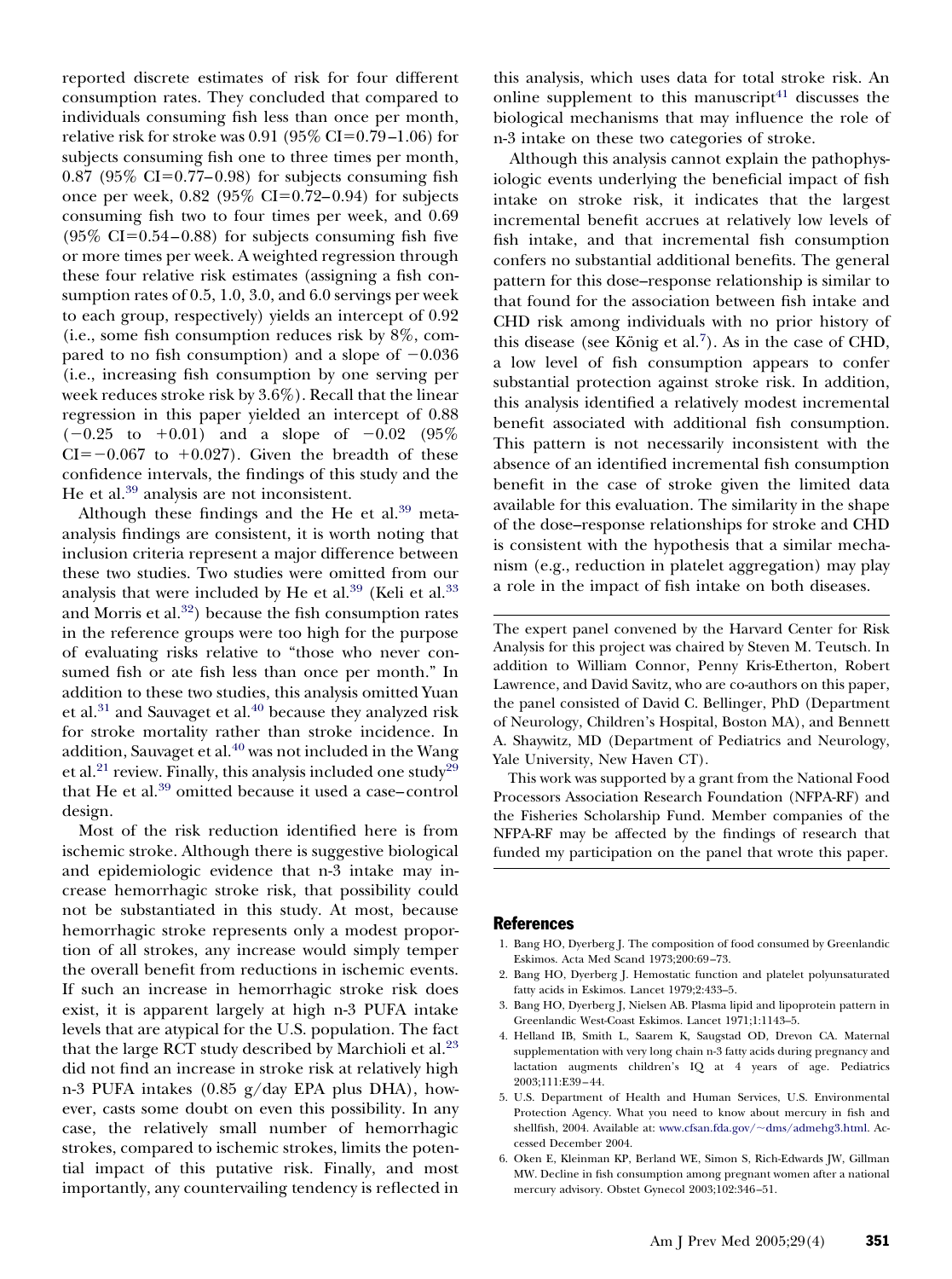reported discrete estimates of risk for four different consumption rates. They concluded that compared to individuals consuming fish less than once per month, relative risk for stroke was 0.91 (95% CI=0.79–1.06) for subjects consuming fish one to three times per month, 0.87 (95% CI=0.77–0.98) for subjects consuming fish once per week, 0.82 (95% CI=0.72–0.94) for subjects consuming fish two to four times per week, and 0.69 (95% CI=0.54–0.88) for subjects consuming fish five or more times per week. A weighted regression through these four relative risk estimates (assigning a fish consumption rates of 0.5, 1.0, 3.0, and 6.0 servings per week to each group, respectively) yields an intercept of 0.92 (i.e., some fish consumption reduces risk by 8%, compared to no fish consumption) and a slope of −0.036 (i.e., increasing fish consumption by one serving per week reduces stroke risk by 3.6%). Recall that the linear regression in this paper yielded an intercept of 0.88 (−0.25 to +0.01) and a slope of −0.02 (95% CI=−0.067 to +0.027). Given the breadth of these confidence intervals, the findings of this study and the He et al.[39] analysis are not inconsistent.

Although these findings and the He et al.[39] meta-analysis findings are consistent, it is worth noting that inclusion criteria represent a major difference between these two studies. Two studies were omitted from our analysis that were included by He et al.[39] (Keli et al.[33] and Morris et al.[32]) because the fish consumption rates in the reference groups were too high for the purpose of evaluating risks relative to "those who never consumed fish or ate fish less than once per month." In addition to these two studies, this analysis omitted Yuan et al.[31] and Sauvaget et al.[40] because they analyzed risk for stroke mortality rather than stroke incidence. In addition, Sauvaget et al.[40] was not included in the Wang et al.[21] review. Finally, this analysis included one study[29] that He et al.[39] omitted because it used a case–control design.

Most of the risk reduction identified here is from ischemic stroke. Although there is suggestive biological and epidemiologic evidence that n-3 intake may increase hemorrhagic stroke risk, that possibility could not be substantiated in this study. At most, because hemorrhagic stroke represents only a modest proportion of all strokes, any increase would simply temper the overall benefit from reductions in ischemic events. If such an increase in hemorrhagic stroke risk does exist, it is apparent largely at high n-3 PUFA intake levels that are atypical for the U.S. population. The fact that the large RCT study described by Marchioli et al.[23] did not find an increase in stroke risk at relatively high n-3 PUFA intakes (0.85 g/day EPA plus DHA), however, casts some doubt on even this possibility. In any case, the relatively small number of hemorrhagic strokes, compared to ischemic strokes, limits the potential impact of this putative risk. Finally, and most importantly, any countervailing tendency is reflected in this analysis, which uses data for total stroke risk. An online supplement to this manuscript[41] discusses the biological mechanisms that may influence the role of n-3 intake on these two categories of stroke.

Although this analysis cannot explain the pathophysiologic events underlying the beneficial impact of fish intake on stroke risk, it indicates that the largest incremental benefit accrues at relatively low levels of fish intake, and that incremental fish consumption confers no substantial additional benefits. The general pattern for this dose–response relationship is similar to that found for the association between fish intake and CHD risk among individuals with no prior history of this disease (see König et al.[7]). As in the case of CHD, a low level of fish consumption appears to confer substantial protection against stroke risk. In addition, this analysis identified a relatively modest incremental benefit associated with additional fish consumption. This pattern is not necessarily inconsistent with the absence of an identified incremental fish consumption benefit in the case of stroke given the limited data available for this evaluation. The similarity in the shape of the dose–response relationships for stroke and CHD is consistent with the hypothesis that a similar mechanism (e.g., reduction in platelet aggregation) may play a role in the impact of fish intake on both diseases.

---

The expert panel convened by the Harvard Center for Risk Analysis for this project was chaired by Steven M. Teutsch. In addition to William Connor, Penny Kris-Etherton, Robert Lawrence, and David Savitz, who are co-authors on this paper, the panel consisted of David C. Bellinger, PhD (Department of Neurology, Children's Hospital, Boston MA), and Bennett A. Shaywitz, MD (Department of Pediatrics and Neurology, Yale University, New Haven CT).

This work was supported by a grant from the National Food Processors Association Research Foundation (NFPA-RF) and the Fisheries Scholarship Fund. Member companies of the NFPA-RF may be affected by the findings of research that funded my participation on the panel that wrote this paper.

---

## References

1. Bang HO, Dyerberg J. The composition of food consumed by Greenlandic Eskimos. Acta Med Scand 1973;200:69–73.
2. Bang HO, Dyerberg J. Hemostatic function and platelet polyunsaturated fatty acids in Eskimos. Lancet 1979;2:433–5.
3. Bang HO, Dyerberg J, Nielsen AB. Plasma lipid and lipoprotein pattern in Greenlandic West-Coast Eskimos. Lancet 1971;1:1143–5.
4. Helland IB, Smith L, Saarem K, Saugstad OD, Drevon CA. Maternal supplementation with very long chain n-3 fatty acids during pregnancy and lactation augments children's IQ at 4 years of age. Pediatrics 2003;111:E39–44.
5. U.S. Department of Health and Human Services, U.S. Environmental Protection Agency. What you need to know about mercury in fish and shellfish, 2004. Available at: www.cfsan.fda.gov/~dms/admehg3.html. Accessed December 2004.
6. Oken E, Kleinman KP, Berland WE, Simon S, Rich-Edwards JW, Gillman MW. Decline in fish consumption among pregnant women after a national mercury advisory. Obstet Gynecol 2003;102:346–51.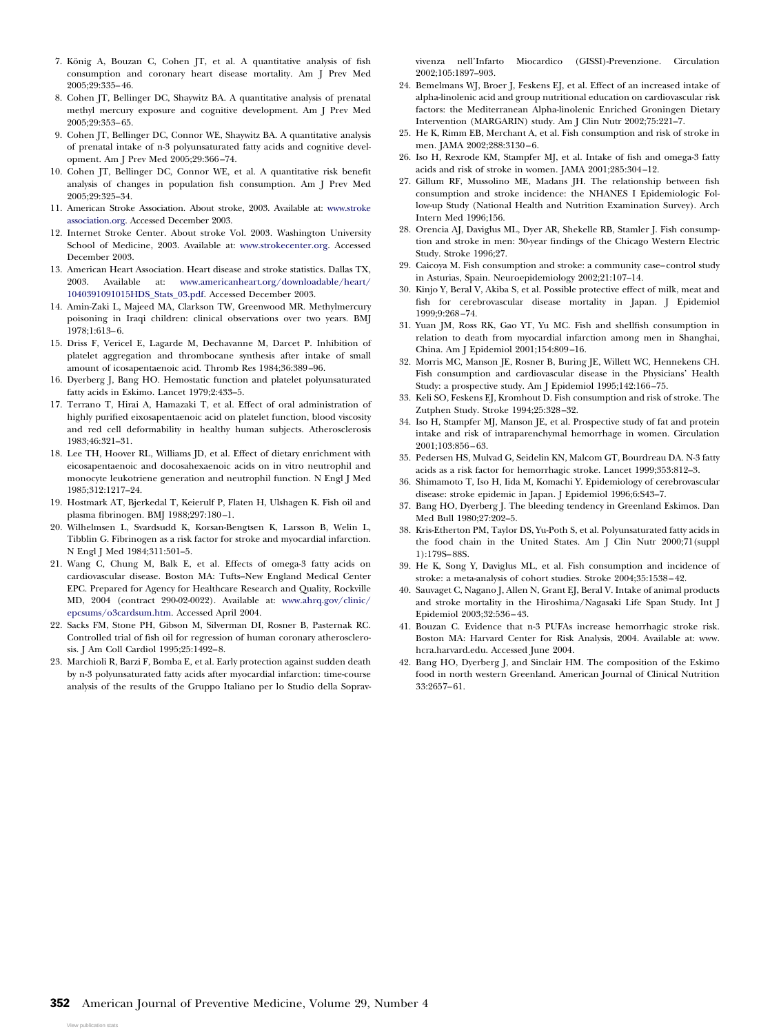7. König A, Bouzan C, Cohen JT, et al. A quantitative analysis of fish consumption and coronary heart disease mortality. Am J Prev Med 2005;29:335–46.
8. Cohen JT, Bellinger DC, Shaywitz BA. A quantitative analysis of prenatal methyl mercury exposure and cognitive development. Am J Prev Med 2005;29:353–65.
9. Cohen JT, Bellinger DC, Connor WE, Shaywitz BA. A quantitative analysis of prenatal intake of n-3 polyunsaturated fatty acids and cognitive development. Am J Prev Med 2005;29:366–74.
10. Cohen JT, Bellinger DC, Connor WE, et al. A quantitative risk benefit analysis of changes in population fish consumption. Am J Prev Med 2005;29:325–34.
11. American Stroke Association. About stroke, 2003. Available at: www.strokeassociation.org. Accessed December 2003.
12. Internet Stroke Center. About stroke Vol. 2003. Washington University School of Medicine, 2003. Available at: www.strokecenter.org. Accessed December 2003.
13. American Heart Association. Heart disease and stroke statistics. Dallas TX, 2003. Available at: www.americanheart.org/downloadable/heart/1040391091015HDS_Stats_03.pdf. Accessed December 2003.
14. Amin-Zaki L, Majeed MA, Clarkson TW, Greenwood MR. Methylmercury poisoning in Iraqi children: clinical observations over two years. BMJ 1978;1:613–6.
15. Driss F, Vericel E, Lagarde M, Dechavanne M, Darcet P. Inhibition of platelet aggregation and thrombocane synthesis after intake of small amount of icosapentaenoic acid. Thromb Res 1984;36:389–96.
16. Dyerberg J, Bang HO. Hemostatic function and platelet polyunsaturated fatty acids in Eskimo. Lancet 1979;2:433–5.
17. Terrano T, Hirai A, Hamazaki T, et al. Effect of oral administration of highly purified eixosapentaenoic acid on platelet function, blood viscosity and red cell deformability in healthy human subjects. Atherosclerosis 1983;46:321–31.
18. Lee TH, Hoover RL, Williams JD, et al. Effect of dietary enrichment with eicosapentaenoic and docosahexaenoic acids on in vitro neutrophil and monocyte leukotriene generation and neutrophil function. N Engl J Med 1985;312:1217–24.
19. Hostmark AT, Bjerkedal T, Keierulf P, Flaten H, Ulshagen K. Fish oil and plasma fibrinogen. BMJ 1988;297:180–1.
20. Wilhelmsen L, Svardsudd K, Korsan-Bengtsen K, Larsson B, Welin L, Tibblin G. Fibrinogen as a risk factor for stroke and myocardial infarction. N Engl J Med 1984;311:501–5.
21. Wang C, Chung M, Balk E, et al. Effects of omega-3 fatty acids on cardiovascular disease. Boston MA: Tufts–New England Medical Center EPC. Prepared for Agency for Healthcare Research and Quality, Rockville MD, 2004 (contract 290-02-0022). Available at: www.ahrq.gov/clinic/epcsums/o3cardsum.htm. Accessed April 2004.
22. Sacks FM, Stone PH, Gibson M, Silverman DI, Rosner B, Pasternak RC. Controlled trial of fish oil for regression of human coronary atherosclerosis. J Am Coll Cardiol 1995;25:1492–8.
23. Marchioli R, Barzi F, Bomba E, et al. Early protection against sudden death by n-3 polyunsaturated fatty acids after myocardial infarction: time-course analysis of the results of the Gruppo Italiano per lo Studio della Sopravvivenza nell'Infarto Miocardico (GISSI)-Prevenzione. Circulation 2002;105:1897–903.
24. Bemelmans WJ, Broer J, Feskens EJ, et al. Effect of an increased intake of alpha-linolenic acid and group nutritional education on cardiovascular risk factors: the Mediterranean Alpha-linolenic Enriched Groningen Dietary Intervention (MARGARIN) study. Am J Clin Nutr 2002;75:221–7.
25. He K, Rimm EB, Merchant A, et al. Fish consumption and risk of stroke in men. JAMA 2002;288:3130–6.
26. Iso H, Rexrode KM, Stampfer MJ, et al. Intake of fish and omega-3 fatty acids and risk of stroke in women. JAMA 2001;285:304–12.
27. Gillum RF, Mussolino ME, Madans JH. The relationship between fish consumption and stroke incidence: the NHANES I Epidemiologic Follow-up Study (National Health and Nutrition Examination Survey). Arch Intern Med 1996;156.
28. Orencia AJ, Daviglus ML, Dyer AR, Shekelle RB, Stamler J. Fish consumption and stroke in men: 30-year findings of the Chicago Western Electric Study. Stroke 1996;27.
29. Caicoya M. Fish consumption and stroke: a community case–control study in Asturias, Spain. Neuroepidemiology 2002;21:107–14.
30. Kinjo Y, Beral V, Akiba S, et al. Possible protective effect of milk, meat and fish for cerebrovascular disease mortality in Japan. J Epidemiol 1999;9:268–74.
31. Yuan JM, Ross RK, Gao YT, Yu MC. Fish and shellfish consumption in relation to death from myocardial infarction among men in Shanghai, China. Am J Epidemiol 2001;154:809–16.
32. Morris MC, Manson JE, Rosner B, Buring JE, Willett WC, Hennekens CH. Fish consumption and cardiovascular disease in the Physicians' Health Study: a prospective study. Am J Epidemiol 1995;142:166–75.
33. Keli SO, Feskens EJ, Kromhout D. Fish consumption and risk of stroke. The Zutphen Study. Stroke 1994;25:328–32.
34. Iso H, Stampfer MJ, Manson JE, et al. Prospective study of fat and protein intake and risk of intraparenchymal hemorrhage in women. Circulation 2001;103:856–63.
35. Pedersen HS, Mulvad G, Seidelin KN, Malcom GT, Bourdreau DA. N-3 fatty acids as a risk factor for hemorrhagic stroke. Lancet 1999;353:812–3.
36. Shimamoto T, Iso H, Iida M, Komachi Y. Epidemiology of cerebrovascular disease: stroke epidemic in Japan. J Epidemiol 1996;6:S43–7.
37. Bang HO, Dyerberg J. The bleeding tendency in Greenland Eskimos. Dan Med Bull 1980;27:202–5.
38. Kris-Etherton PM, Taylor DS, Yu-Poth S, et al. Polyunsaturated fatty acids in the food chain in the United States. Am J Clin Nutr 2000;71(suppl 1):179S–88S.
39. He K, Song Y, Daviglus ML, et al. Fish consumption and incidence of stroke: a meta-analysis of cohort studies. Stroke 2004;35:1538–42.
40. Sauvaget C, Nagano J, Allen N, Grant EJ, Beral V. Intake of animal products and stroke mortality in the Hiroshima/Nagasaki Life Span Study. Int J Epidemiol 2003;32:536–43.
41. Bouzan C. Evidence that n-3 PUFAs increase hemorrhagic stroke risk. Boston MA: Harvard Center for Risk Analysis, 2004. Available at: www.hcra.harvard.edu. Accessed June 2004.
42. Bang HO, Dyerberg J, and Sinclair HM. The composition of the Eskimo food in north western Greenland. American Journal of Clinical Nutrition 33:2657–61.